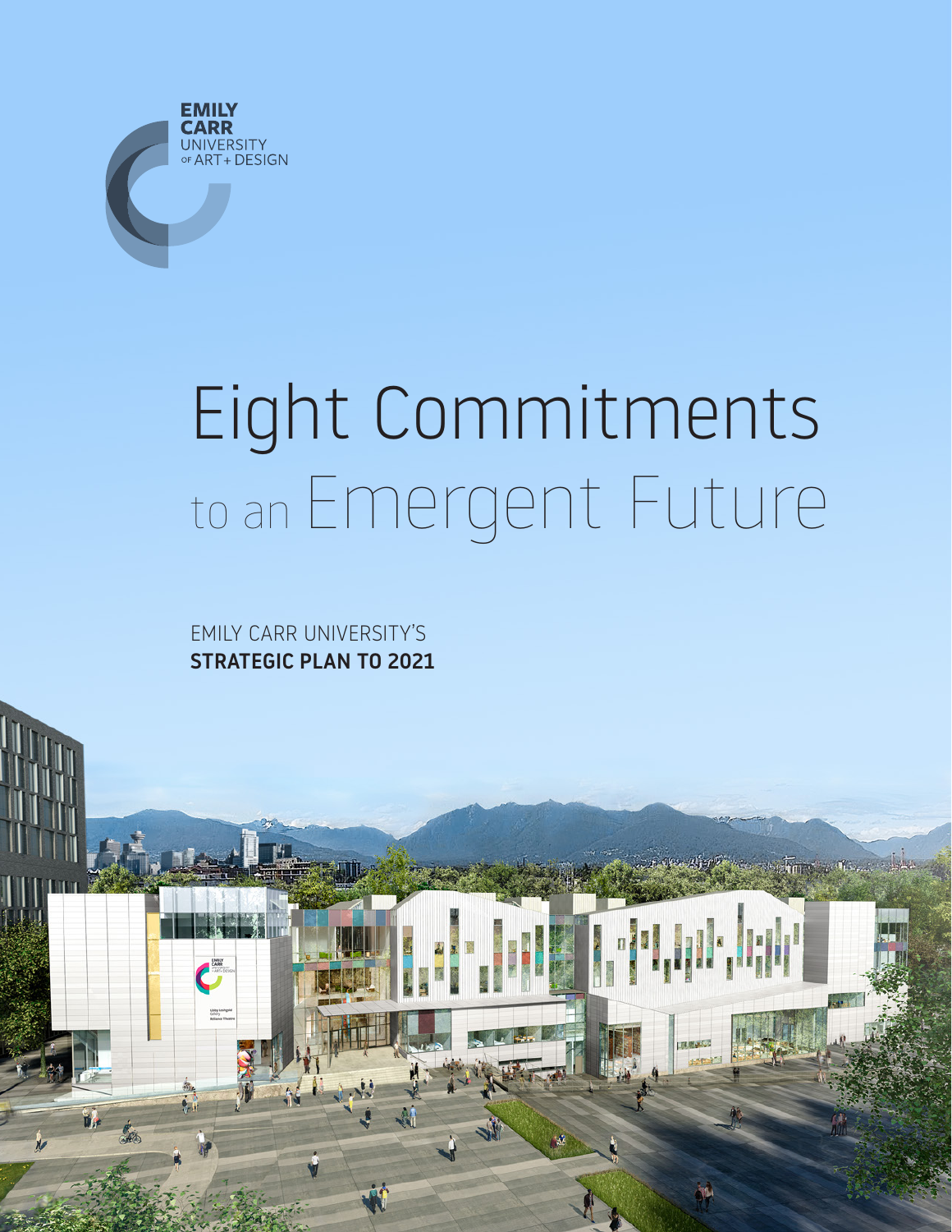EMILY CARR UNIVERSITY OF ART + DESIGN

# Eight Commitments to an Emergent Future

EMILY CARR UNIVERSITY'S
**STRATEGIC PLAN TO 2021**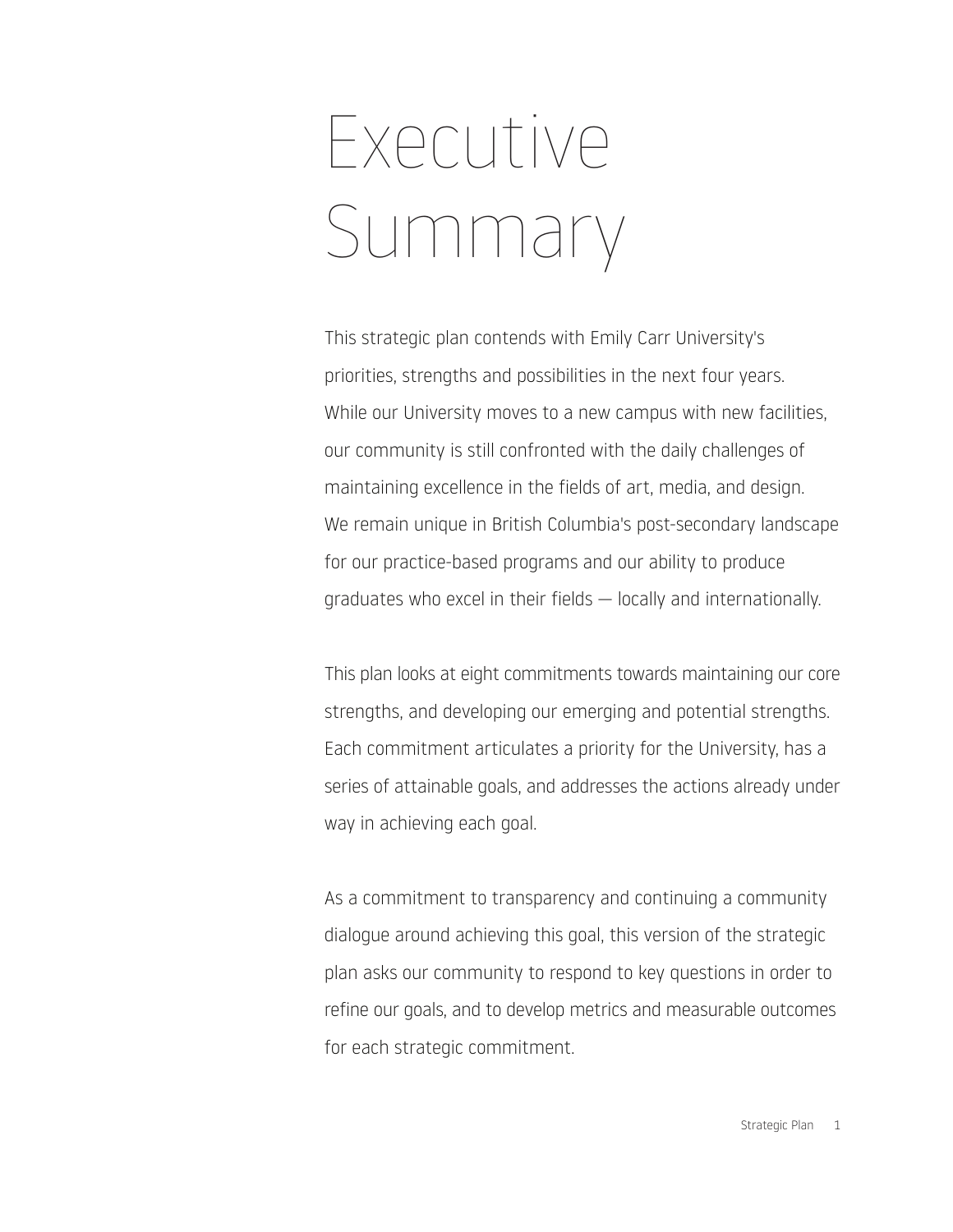# Executive Summary

This strategic plan contends with Emily Carr University's priorities, strengths and possibilities in the next four years. While our University moves to a new campus with new facilities, our community is still confronted with the daily challenges of maintaining excellence in the fields of art, media, and design. We remain unique in British Columbia's post-secondary landscape for our practice-based programs and our ability to produce graduates who excel in their fields — locally and internationally.

This plan looks at eight commitments towards maintaining our core strengths, and developing our emerging and potential strengths. Each commitment articulates a priority for the University, has a series of attainable goals, and addresses the actions already under way in achieving each goal.

As a commitment to transparency and continuing a community dialogue around achieving this goal, this version of the strategic plan asks our community to respond to key questions in order to refine our goals, and to develop metrics and measurable outcomes for each strategic commitment.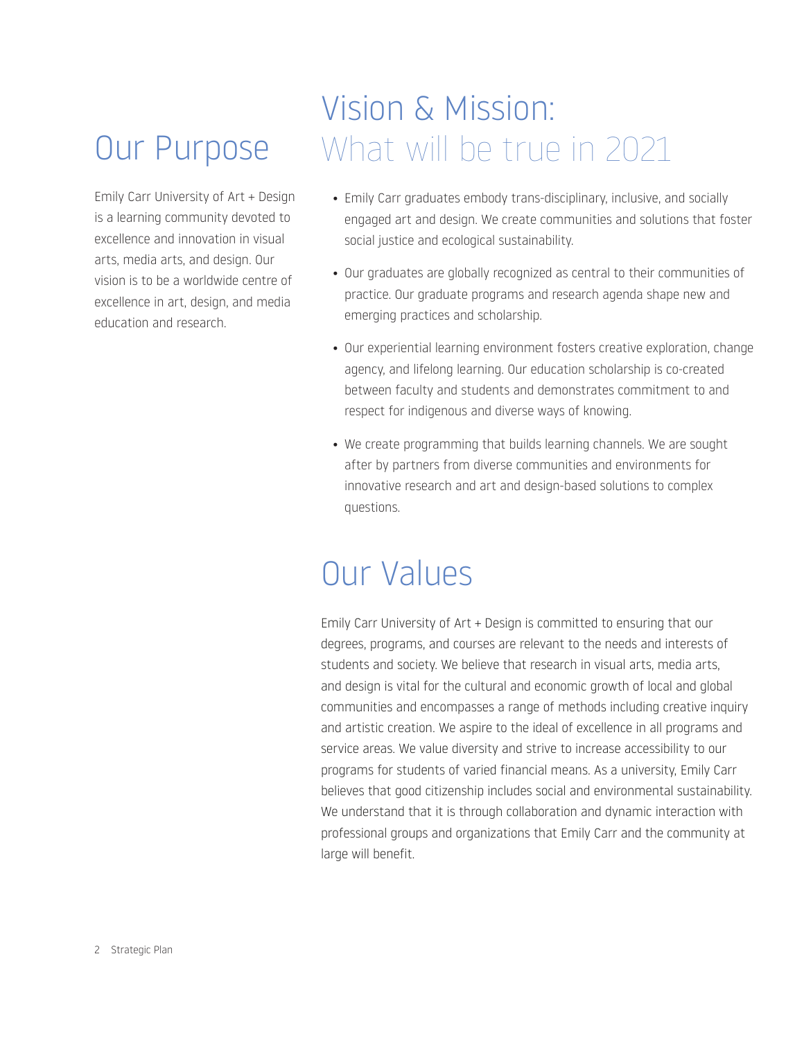# Our Purpose

Emily Carr University of Art + Design is a learning community devoted to excellence and innovation in visual arts, media arts, and design. Our vision is to be a worldwide centre of excellence in art, design, and media education and research.

# Vision & Mission: What will be true in 2021

- Emily Carr graduates embody trans-disciplinary, inclusive, and socially engaged art and design. We create communities and solutions that foster social justice and ecological sustainability.
- Our graduates are globally recognized as central to their communities of practice. Our graduate programs and research agenda shape new and emerging practices and scholarship.
- Our experiential learning environment fosters creative exploration, change agency, and lifelong learning. Our education scholarship is co-created between faculty and students and demonstrates commitment to and respect for indigenous and diverse ways of knowing.
- We create programming that builds learning channels. We are sought after by partners from diverse communities and environments for innovative research and art and design-based solutions to complex questions.

# Our Values

Emily Carr University of Art + Design is committed to ensuring that our degrees, programs, and courses are relevant to the needs and interests of students and society. We believe that research in visual arts, media arts, and design is vital for the cultural and economic growth of local and global communities and encompasses a range of methods including creative inquiry and artistic creation. We aspire to the ideal of excellence in all programs and service areas. We value diversity and strive to increase accessibility to our programs for students of varied financial means. As a university, Emily Carr believes that good citizenship includes social and environmental sustainability. We understand that it is through collaboration and dynamic interaction with professional groups and organizations that Emily Carr and the community at large will benefit.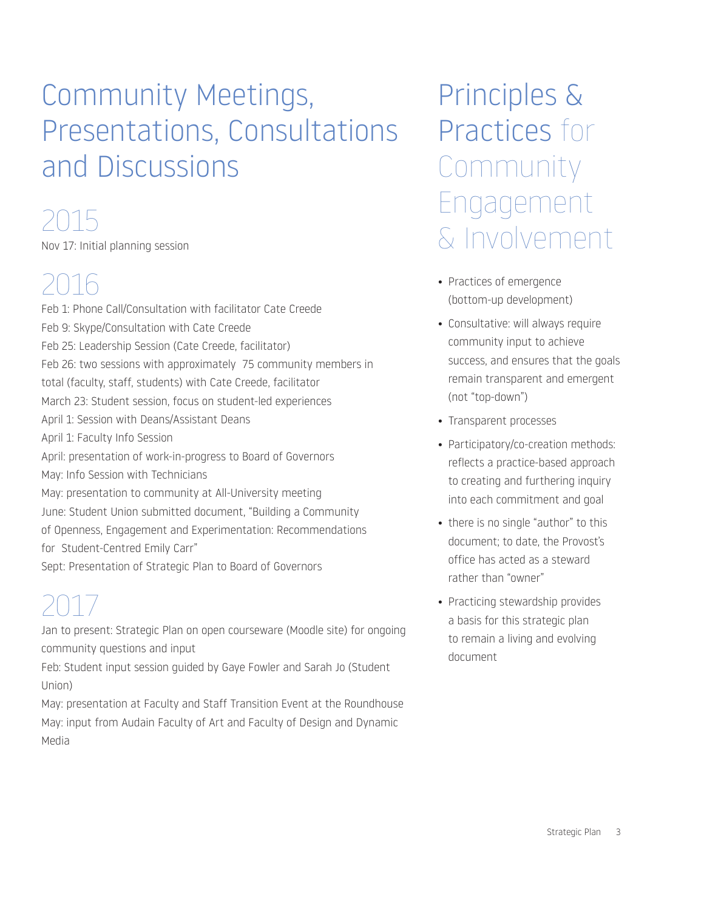# Community Meetings, Presentations, Consultations and Discussions

## 2015

Nov 17: Initial planning session

## 2016

Feb 1: Phone Call/Consultation with facilitator Cate Creede
Feb 9: Skype/Consultation with Cate Creede
Feb 25: Leadership Session (Cate Creede, facilitator)
Feb 26: two sessions with approximately 75 community members in total (faculty, staff, students) with Cate Creede, facilitator
March 23: Student session, focus on student-led experiences
April 1: Session with Deans/Assistant Deans
April 1: Faculty Info Session
April: presentation of work-in-progress to Board of Governors
May: Info Session with Technicians
May: presentation to community at All-University meeting
June: Student Union submitted document, "Building a Community of Openness, Engagement and Experimentation: Recommendations for Student-Centred Emily Carr"
Sept: Presentation of Strategic Plan to Board of Governors

## 2017

Jan to present: Strategic Plan on open courseware (Moodle site) for ongoing community questions and input
Feb: Student input session guided by Gaye Fowler and Sarah Jo (Student Union)
May: presentation at Faculty and Staff Transition Event at the Roundhouse
May: input from Audain Faculty of Art and Faculty of Design and Dynamic Media

# Principles & Practices for Community Engagement & Involvement

- Practices of emergence (bottom-up development)
- Consultative: will always require community input to achieve success, and ensures that the goals remain transparent and emergent (not "top-down")
- Transparent processes
- Participatory/co-creation methods: reflects a practice-based approach to creating and furthering inquiry into each commitment and goal
- there is no single "author" to this document; to date, the Provost's office has acted as a steward rather than "owner"
- Practicing stewardship provides a basis for this strategic plan to remain a living and evolving document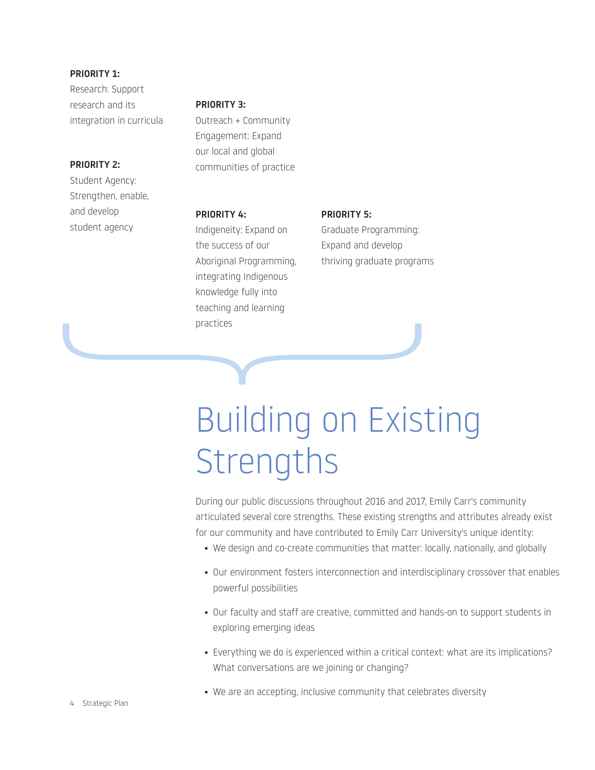**PRIORITY 1:**
Research: Support research and its integration in curricula

**PRIORITY 2:**
Student Agency: Strengthen, enable, and develop student agency

**PRIORITY 3:**
Outreach + Community Engagement: Expand our local and global communities of practice

**PRIORITY 4:**
Indigeneity: Expand on the success of our Aboriginal Programming, integrating Indigenous knowledge fully into teaching and learning practices

**PRIORITY 5:**
Graduate Programming: Expand and develop thriving graduate programs

# Building on Existing Strengths

During our public discussions throughout 2016 and 2017, Emily Carr's community articulated several core strengths. These existing strengths and attributes already exist for our community and have contributed to Emily Carr University's unique identity:

- We design and co-create communities that matter: locally, nationally, and globally
- Our environment fosters interconnection and interdisciplinary crossover that enables powerful possibilities
- Our faculty and staff are creative, committed and hands-on to support students in exploring emerging ideas
- Everything we do is experienced within a critical context: what are its implications? What conversations are we joining or changing?
- We are an accepting, inclusive community that celebrates diversity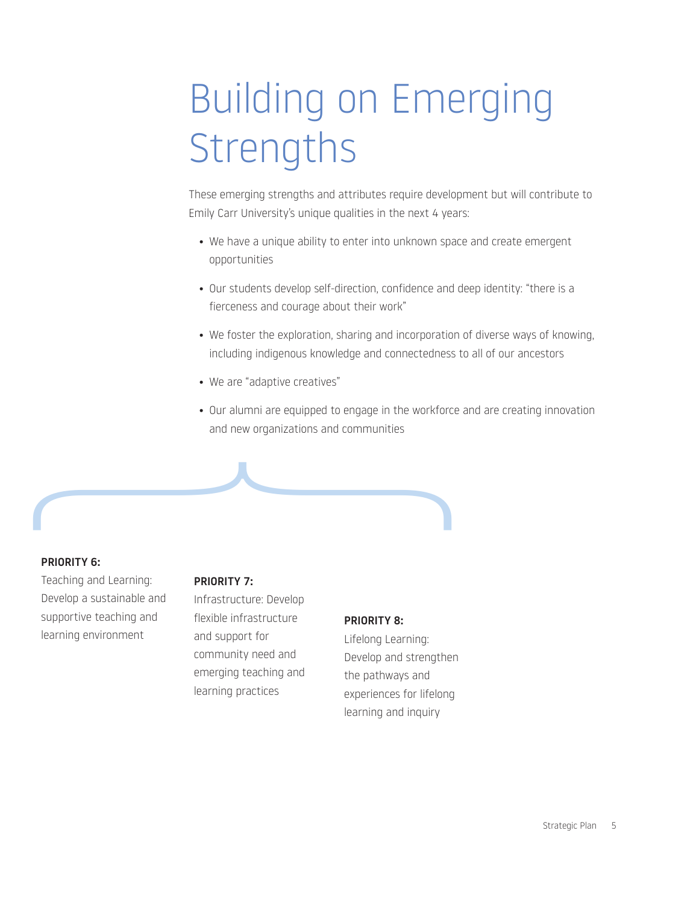# Building on Emerging Strengths

These emerging strengths and attributes require development but will contribute to Emily Carr University's unique qualities in the next 4 years:

- We have a unique ability to enter into unknown space and create emergent opportunities
- Our students develop self-direction, confidence and deep identity: "there is a fierceness and courage about their work"
- We foster the exploration, sharing and incorporation of diverse ways of knowing, including indigenous knowledge and connectedness to all of our ancestors
- We are "adaptive creatives"
- Our alumni are equipped to engage in the workforce and are creating innovation and new organizations and communities

**PRIORITY 6:**
Teaching and Learning: Develop a sustainable and supportive teaching and learning environment

**PRIORITY 7:**
Infrastructure: Develop flexible infrastructure and support for community need and emerging teaching and learning practices

**PRIORITY 8:**
Lifelong Learning: Develop and strengthen the pathways and experiences for lifelong learning and inquiry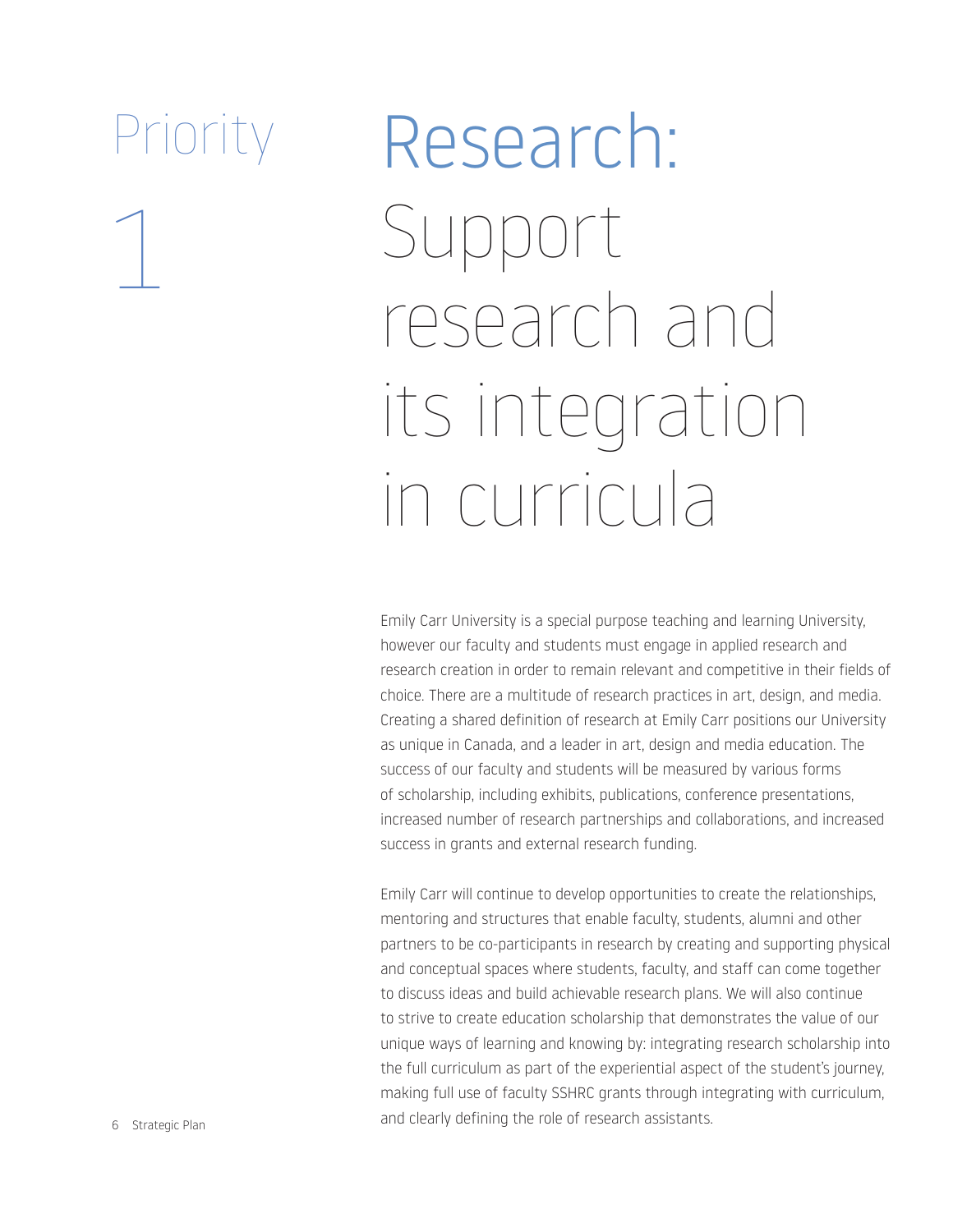# Priority 1

# Research: Support research and its integration in curricula

Emily Carr University is a special purpose teaching and learning University, however our faculty and students must engage in applied research and research creation in order to remain relevant and competitive in their fields of choice. There are a multitude of research practices in art, design, and media. Creating a shared definition of research at Emily Carr positions our University as unique in Canada, and a leader in art, design and media education. The success of our faculty and students will be measured by various forms of scholarship, including exhibits, publications, conference presentations, increased number of research partnerships and collaborations, and increased success in grants and external research funding.

Emily Carr will continue to develop opportunities to create the relationships, mentoring and structures that enable faculty, students, alumni and other partners to be co-participants in research by creating and supporting physical and conceptual spaces where students, faculty, and staff can come together to discuss ideas and build achievable research plans. We will also continue to strive to create education scholarship that demonstrates the value of our unique ways of learning and knowing by: integrating research scholarship into the full curriculum as part of the experiential aspect of the student's journey, making full use of faculty SSHRC grants through integrating with curriculum, and clearly defining the role of research assistants.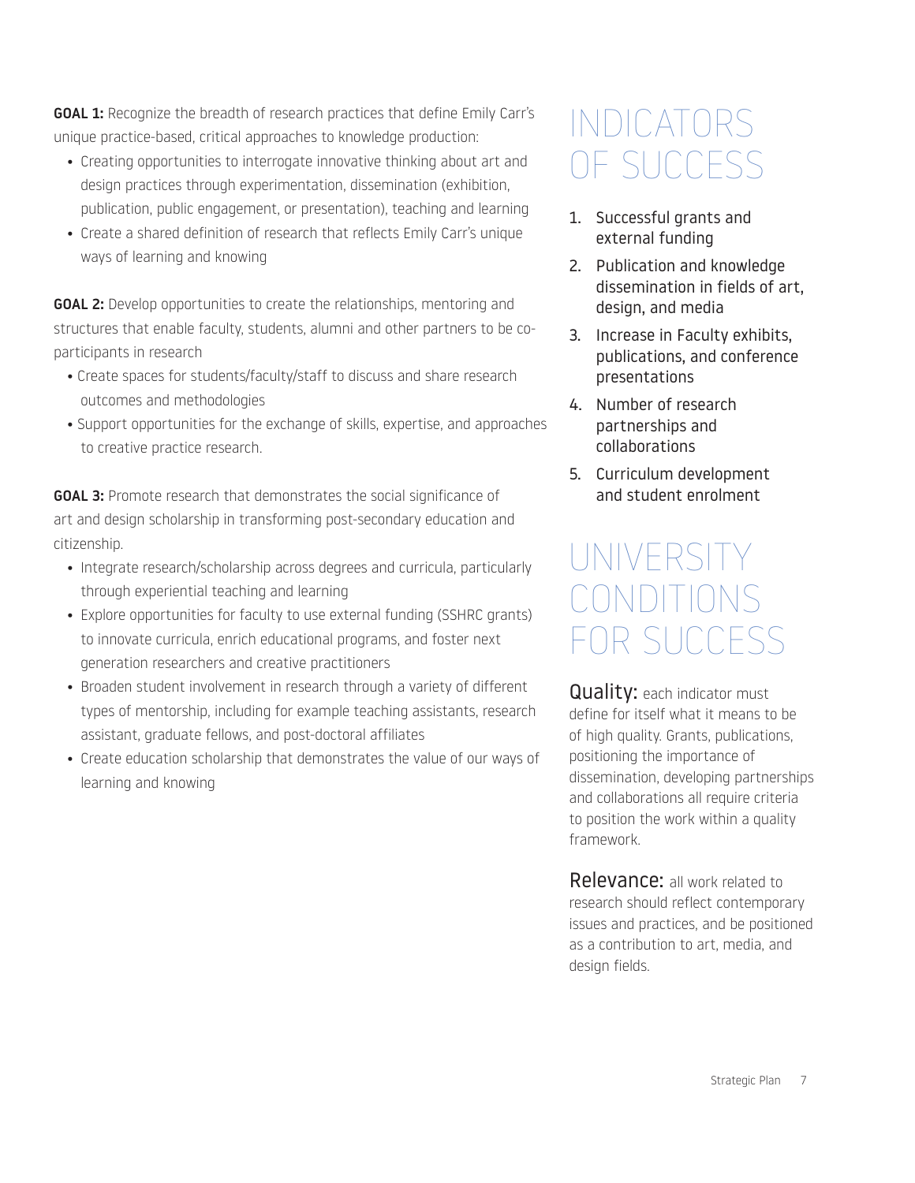**GOAL 1:** Recognize the breadth of research practices that define Emily Carr's unique practice-based, critical approaches to knowledge production:

- Creating opportunities to interrogate innovative thinking about art and design practices through experimentation, dissemination (exhibition, publication, public engagement, or presentation), teaching and learning
- Create a shared definition of research that reflects Emily Carr's unique ways of learning and knowing

**GOAL 2:** Develop opportunities to create the relationships, mentoring and structures that enable faculty, students, alumni and other partners to be co-participants in research

- Create spaces for students/faculty/staff to discuss and share research outcomes and methodologies
- Support opportunities for the exchange of skills, expertise, and approaches to creative practice research.

**GOAL 3:** Promote research that demonstrates the social significance of art and design scholarship in transforming post-secondary education and citizenship.

- Integrate research/scholarship across degrees and curricula, particularly through experiential teaching and learning
- Explore opportunities for faculty to use external funding (SSHRC grants) to innovate curricula, enrich educational programs, and foster next generation researchers and creative practitioners
- Broaden student involvement in research through a variety of different types of mentorship, including for example teaching assistants, research assistant, graduate fellows, and post-doctoral affiliates
- Create education scholarship that demonstrates the value of our ways of learning and knowing

# INDICATORS OF SUCCESS

1. Successful grants and external funding
2. Publication and knowledge dissemination in fields of art, design, and media
3. Increase in Faculty exhibits, publications, and conference presentations
4. Number of research partnerships and collaborations
5. Curriculum development and student enrolment

# UNIVERSITY CONDITIONS FOR SUCCESS

**Quality:** each indicator must define for itself what it means to be of high quality. Grants, publications, positioning the importance of dissemination, developing partnerships and collaborations all require criteria to position the work within a quality framework.

**Relevance:** all work related to research should reflect contemporary issues and practices, and be positioned as a contribution to art, media, and design fields.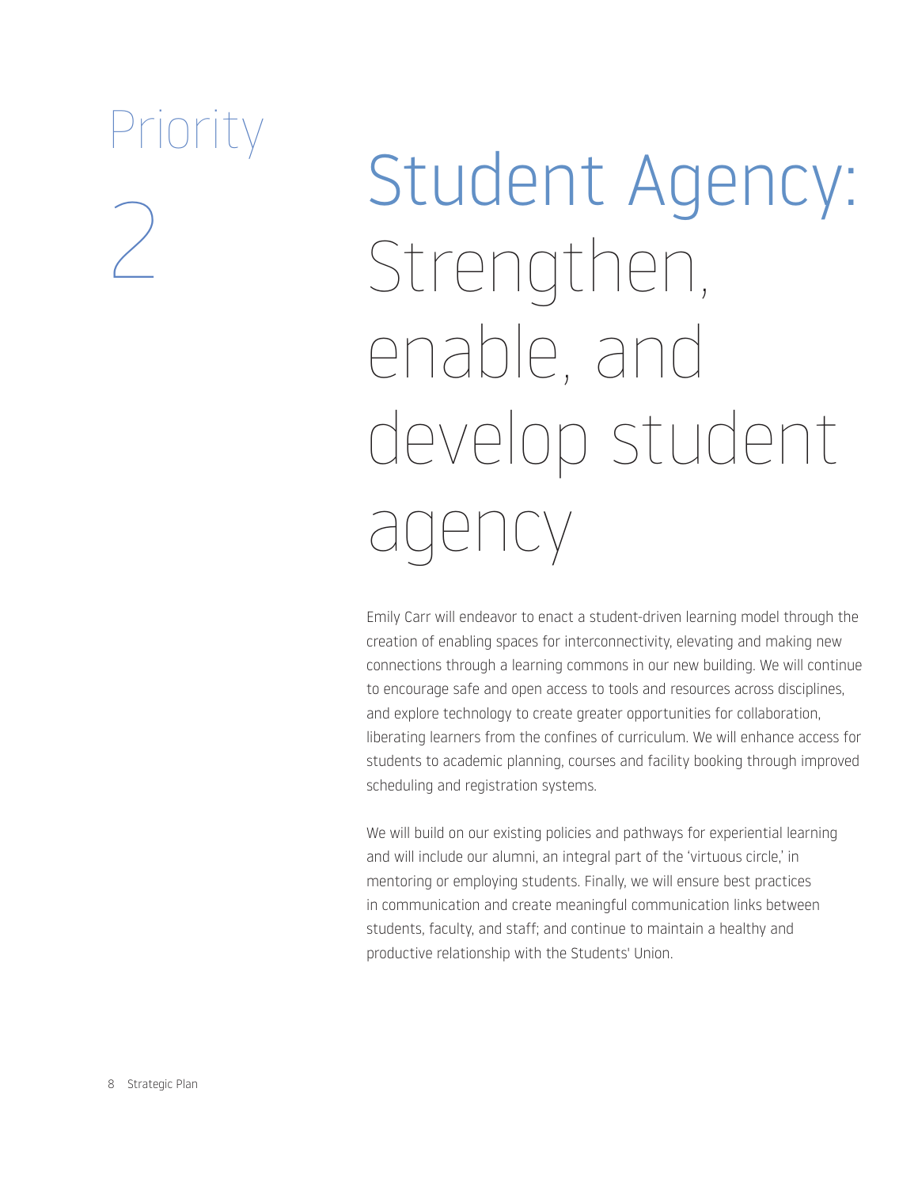Priority 2

# Student Agency: Strengthen, enable, and develop student agency

Emily Carr will endeavor to enact a student-driven learning model through the creation of enabling spaces for interconnectivity, elevating and making new connections through a learning commons in our new building. We will continue to encourage safe and open access to tools and resources across disciplines, and explore technology to create greater opportunities for collaboration, liberating learners from the confines of curriculum. We will enhance access for students to academic planning, courses and facility booking through improved scheduling and registration systems.

We will build on our existing policies and pathways for experiential learning and will include our alumni, an integral part of the 'virtuous circle,' in mentoring or employing students. Finally, we will ensure best practices in communication and create meaningful communication links between students, faculty, and staff; and continue to maintain a healthy and productive relationship with the Students' Union.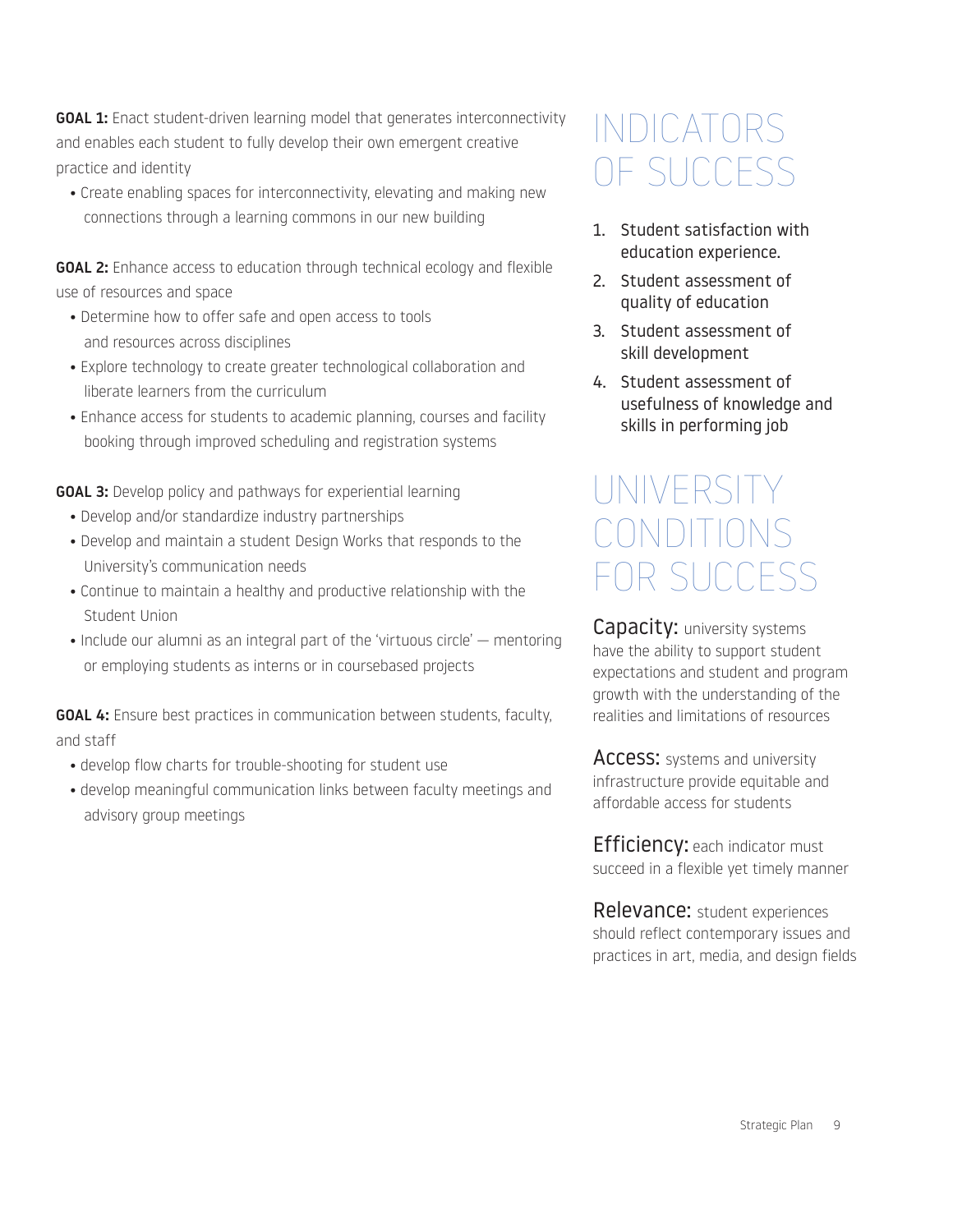**GOAL 1:** Enact student-driven learning model that generates interconnectivity and enables each student to fully develop their own emergent creative practice and identity

- Create enabling spaces for interconnectivity, elevating and making new connections through a learning commons in our new building

**GOAL 2:** Enhance access to education through technical ecology and flexible use of resources and space

- Determine how to offer safe and open access to tools and resources across disciplines
- Explore technology to create greater technological collaboration and liberate learners from the curriculum
- Enhance access for students to academic planning, courses and facility booking through improved scheduling and registration systems

**GOAL 3:** Develop policy and pathways for experiential learning

- Develop and/or standardize industry partnerships
- Develop and maintain a student Design Works that responds to the University's communication needs
- Continue to maintain a healthy and productive relationship with the Student Union
- Include our alumni as an integral part of the 'virtuous circle' — mentoring or employing students as interns or in coursebased projects

**GOAL 4:** Ensure best practices in communication between students, faculty, and staff

- develop flow charts for trouble-shooting for student use
- develop meaningful communication links between faculty meetings and advisory group meetings

# INDICATORS OF SUCCESS

1. Student satisfaction with education experience.
2. Student assessment of quality of education
3. Student assessment of skill development
4. Student assessment of usefulness of knowledge and skills in performing job

# UNIVERSITY CONDITIONS FOR SUCCESS

**Capacity:** university systems have the ability to support student expectations and student and program growth with the understanding of the realities and limitations of resources

**Access:** systems and university infrastructure provide equitable and affordable access for students

**Efficiency:** each indicator must succeed in a flexible yet timely manner

**Relevance:** student experiences should reflect contemporary issues and practices in art, media, and design fields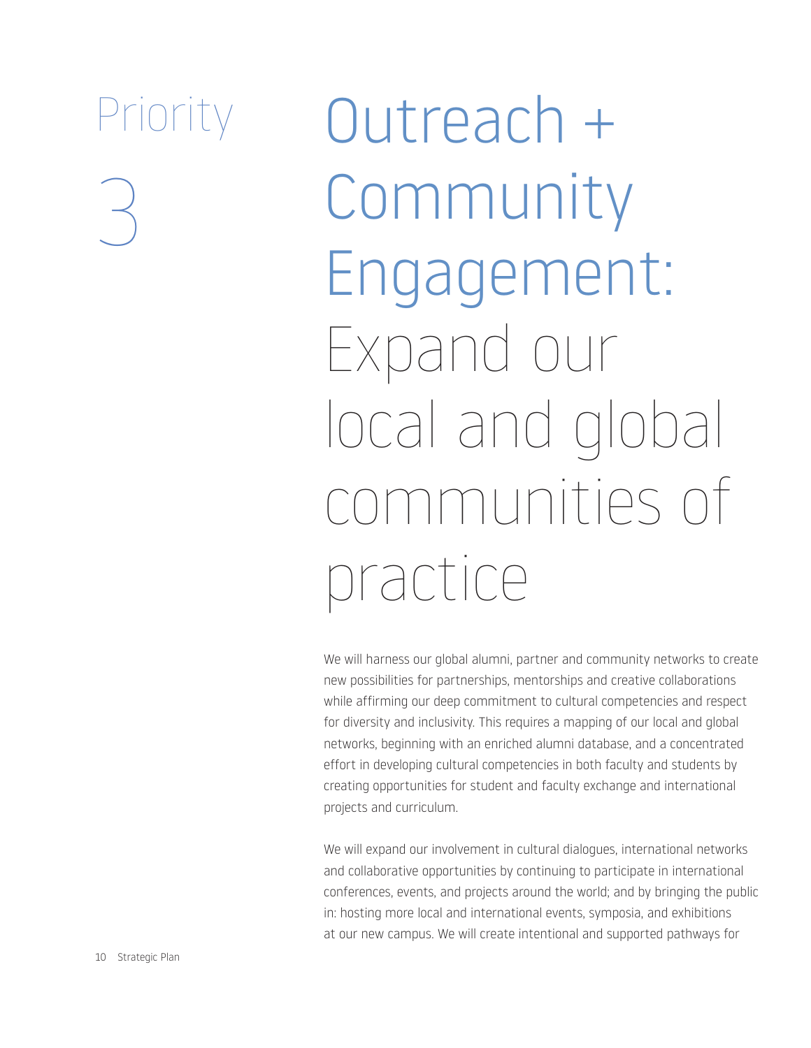# Priority 3

# Outreach + Community Engagement: Expand our local and global communities of practice

We will harness our global alumni, partner and community networks to create new possibilities for partnerships, mentorships and creative collaborations while affirming our deep commitment to cultural competencies and respect for diversity and inclusivity. This requires a mapping of our local and global networks, beginning with an enriched alumni database, and a concentrated effort in developing cultural competencies in both faculty and students by creating opportunities for student and faculty exchange and international projects and curriculum.

We will expand our involvement in cultural dialogues, international networks and collaborative opportunities by continuing to participate in international conferences, events, and projects around the world; and by bringing the public in: hosting more local and international events, symposia, and exhibitions at our new campus. We will create intentional and supported pathways for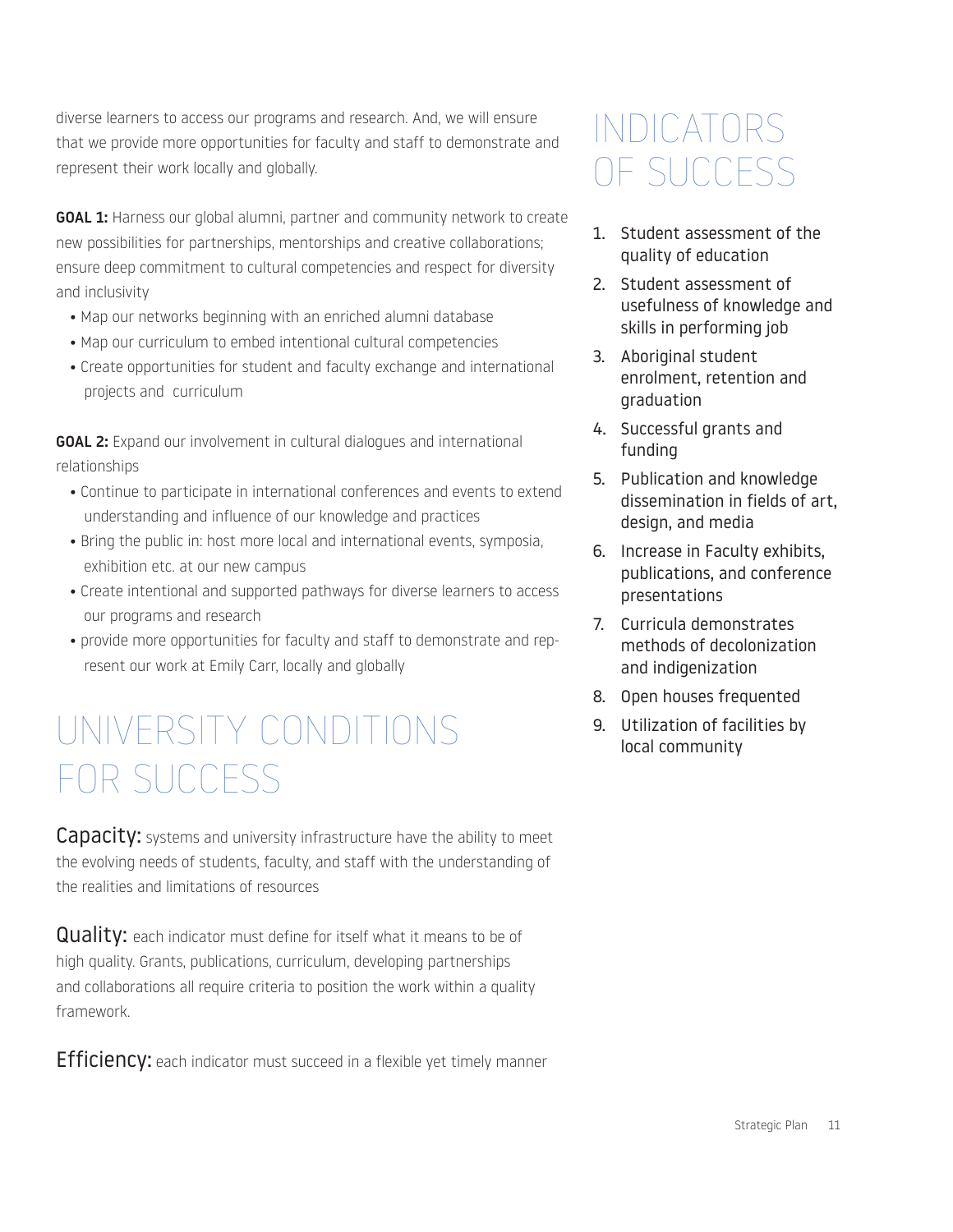diverse learners to access our programs and research. And, we will ensure that we provide more opportunities for faculty and staff to demonstrate and represent their work locally and globally.

**GOAL 1:** Harness our global alumni, partner and community network to create new possibilities for partnerships, mentorships and creative collaborations; ensure deep commitment to cultural competencies and respect for diversity and inclusivity

- Map our networks beginning with an enriched alumni database
- Map our curriculum to embed intentional cultural competencies
- Create opportunities for student and faculty exchange and international projects and curriculum

**GOAL 2:** Expand our involvement in cultural dialogues and international relationships

- Continue to participate in international conferences and events to extend understanding and influence of our knowledge and practices
- Bring the public in: host more local and international events, symposia, exhibition etc. at our new campus
- Create intentional and supported pathways for diverse learners to access our programs and research
- provide more opportunities for faculty and staff to demonstrate and represent our work at Emily Carr, locally and globally

# UNIVERSITY CONDITIONS FOR SUCCESS

**Capacity:** systems and university infrastructure have the ability to meet the evolving needs of students, faculty, and staff with the understanding of the realities and limitations of resources

**Quality:** each indicator must define for itself what it means to be of high quality. Grants, publications, curriculum, developing partnerships and collaborations all require criteria to position the work within a quality framework.

**Efficiency:** each indicator must succeed in a flexible yet timely manner

# INDICATORS OF SUCCESS

1. Student assessment of the quality of education
2. Student assessment of usefulness of knowledge and skills in performing job
3. Aboriginal student enrolment, retention and graduation
4. Successful grants and funding
5. Publication and knowledge dissemination in fields of art, design, and media
6. Increase in Faculty exhibits, publications, and conference presentations
7. Curricula demonstrates methods of decolonization and indigenization
8. Open houses frequented
9. Utilization of facilities by local community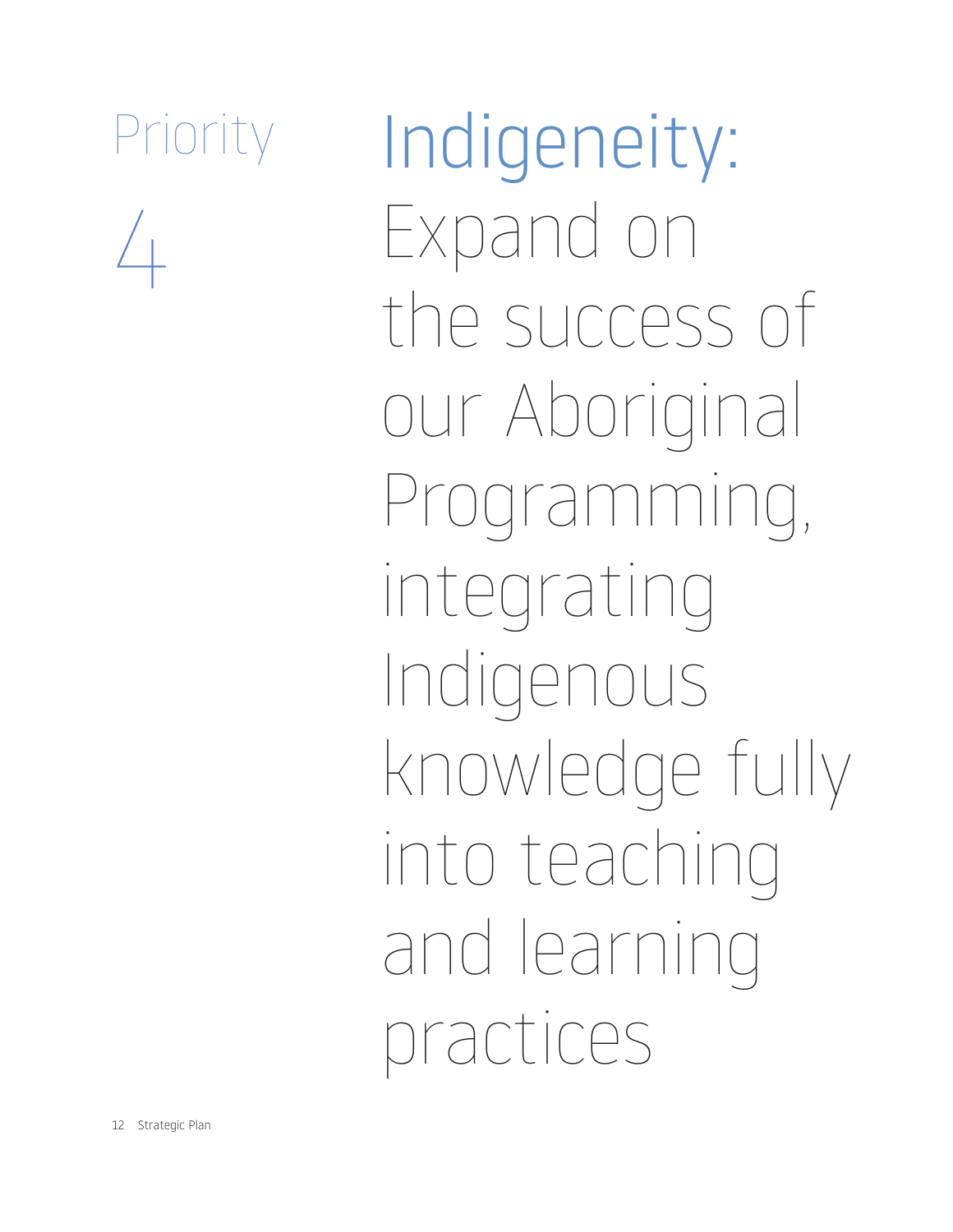# Priority 4

# Indigeneity: Expand on the success of our Aboriginal Programming, integrating Indigenous knowledge fully into teaching and learning practices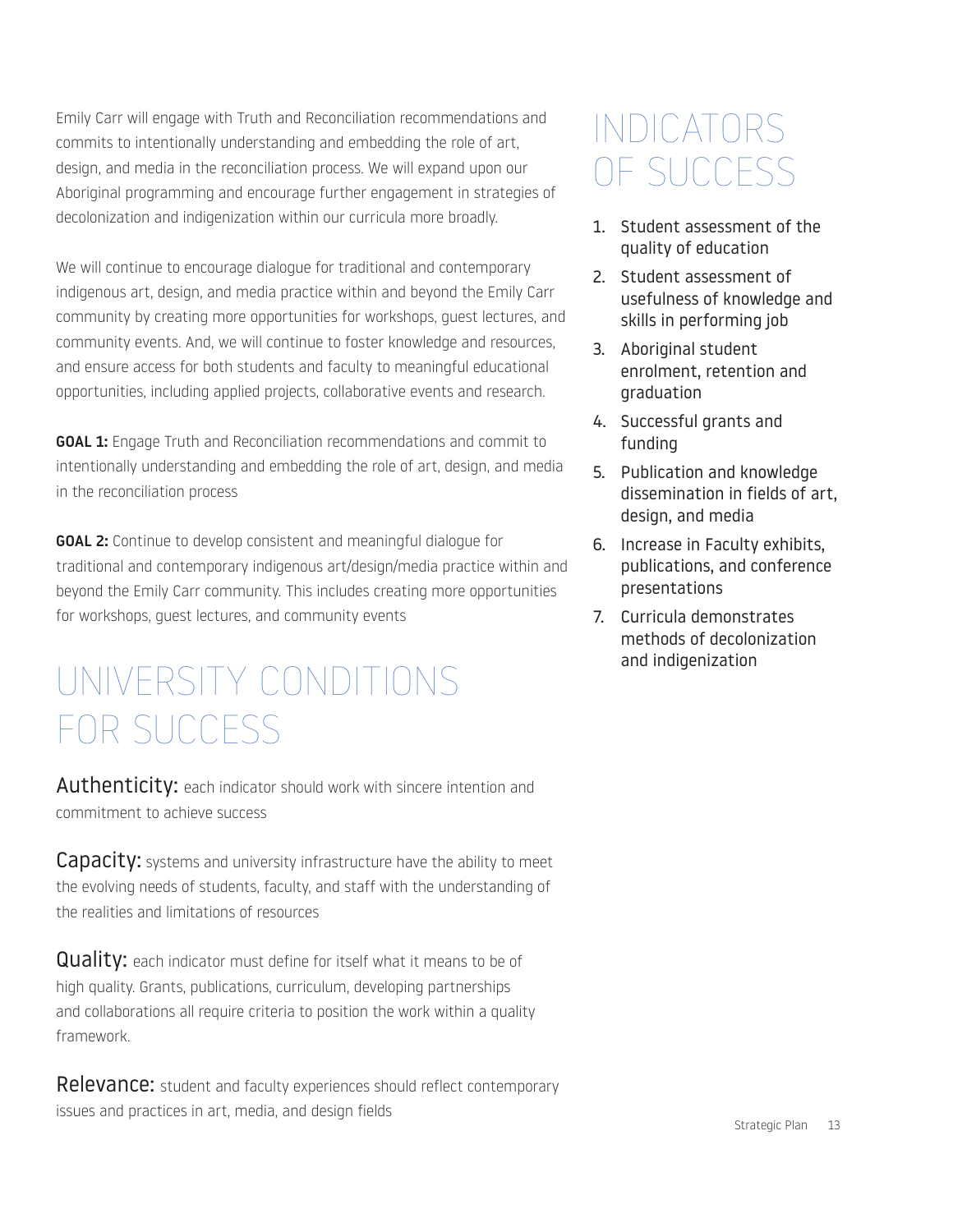Emily Carr will engage with Truth and Reconciliation recommendations and commits to intentionally understanding and embedding the role of art, design, and media in the reconciliation process. We will expand upon our Aboriginal programming and encourage further engagement in strategies of decolonization and indigenization within our curricula more broadly.

We will continue to encourage dialogue for traditional and contemporary indigenous art, design, and media practice within and beyond the Emily Carr community by creating more opportunities for workshops, guest lectures, and community events. And, we will continue to foster knowledge and resources, and ensure access for both students and faculty to meaningful educational opportunities, including applied projects, collaborative events and research.

**GOAL 1:** Engage Truth and Reconciliation recommendations and commit to intentionally understanding and embedding the role of art, design, and media in the reconciliation process

**GOAL 2:** Continue to develop consistent and meaningful dialogue for traditional and contemporary indigenous art/design/media practice within and beyond the Emily Carr community. This includes creating more opportunities for workshops, guest lectures, and community events

# UNIVERSITY CONDITIONS FOR SUCCESS

**Authenticity:** each indicator should work with sincere intention and commitment to achieve success

**Capacity:** systems and university infrastructure have the ability to meet the evolving needs of students, faculty, and staff with the understanding of the realities and limitations of resources

**Quality:** each indicator must define for itself what it means to be of high quality. Grants, publications, curriculum, developing partnerships and collaborations all require criteria to position the work within a quality framework.

**Relevance:** student and faculty experiences should reflect contemporary issues and practices in art, media, and design fields

# INDICATORS OF SUCCESS

1. Student assessment of the quality of education
2. Student assessment of usefulness of knowledge and skills in performing job
3. Aboriginal student enrolment, retention and graduation
4. Successful grants and funding
5. Publication and knowledge dissemination in fields of art, design, and media
6. Increase in Faculty exhibits, publications, and conference presentations
7. Curricula demonstrates methods of decolonization and indigenization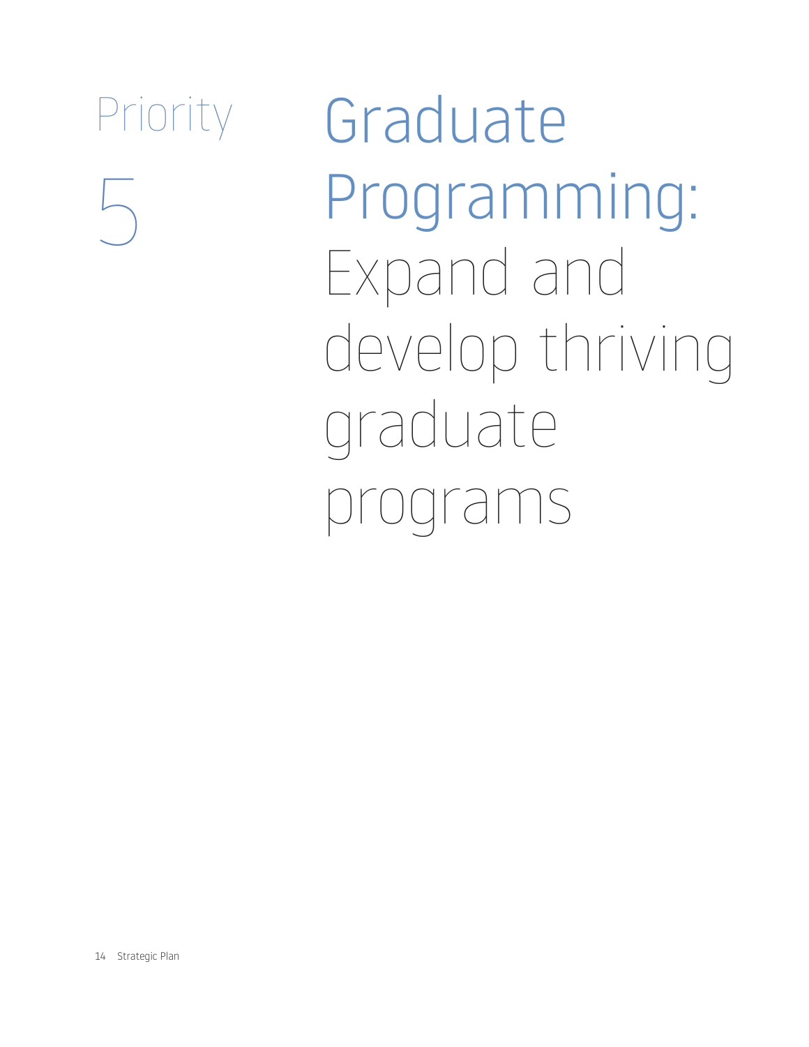# Priority 5

# Graduate Programming: Expand and develop thriving graduate programs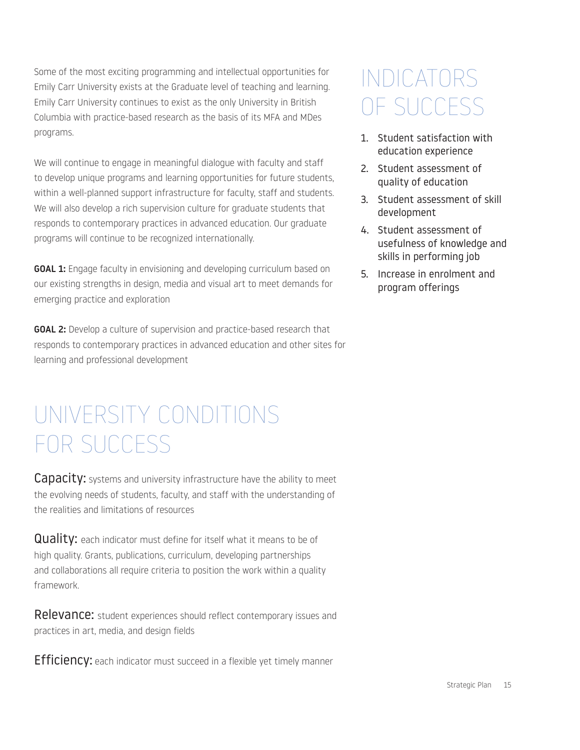Some of the most exciting programming and intellectual opportunities for Emily Carr University exists at the Graduate level of teaching and learning. Emily Carr University continues to exist as the only University in British Columbia with practice-based research as the basis of its MFA and MDes programs.

We will continue to engage in meaningful dialogue with faculty and staff to develop unique programs and learning opportunities for future students, within a well-planned support infrastructure for faculty, staff and students. We will also develop a rich supervision culture for graduate students that responds to contemporary practices in advanced education. Our graduate programs will continue to be recognized internationally.

**GOAL 1:** Engage faculty in envisioning and developing curriculum based on our existing strengths in design, media and visual art to meet demands for emerging practice and exploration

**GOAL 2:** Develop a culture of supervision and practice-based research that responds to contemporary practices in advanced education and other sites for learning and professional development

# INDICATORS OF SUCCESS

1. Student satisfaction with education experience
2. Student assessment of quality of education
3. Student assessment of skill development
4. Student assessment of usefulness of knowledge and skills in performing job
5. Increase in enrolment and program offerings

# UNIVERSITY CONDITIONS FOR SUCCESS

**Capacity:** systems and university infrastructure have the ability to meet the evolving needs of students, faculty, and staff with the understanding of the realities and limitations of resources

**Quality:** each indicator must define for itself what it means to be of high quality. Grants, publications, curriculum, developing partnerships and collaborations all require criteria to position the work within a quality framework.

**Relevance:** student experiences should reflect contemporary issues and practices in art, media, and design fields

**Efficiency:** each indicator must succeed in a flexible yet timely manner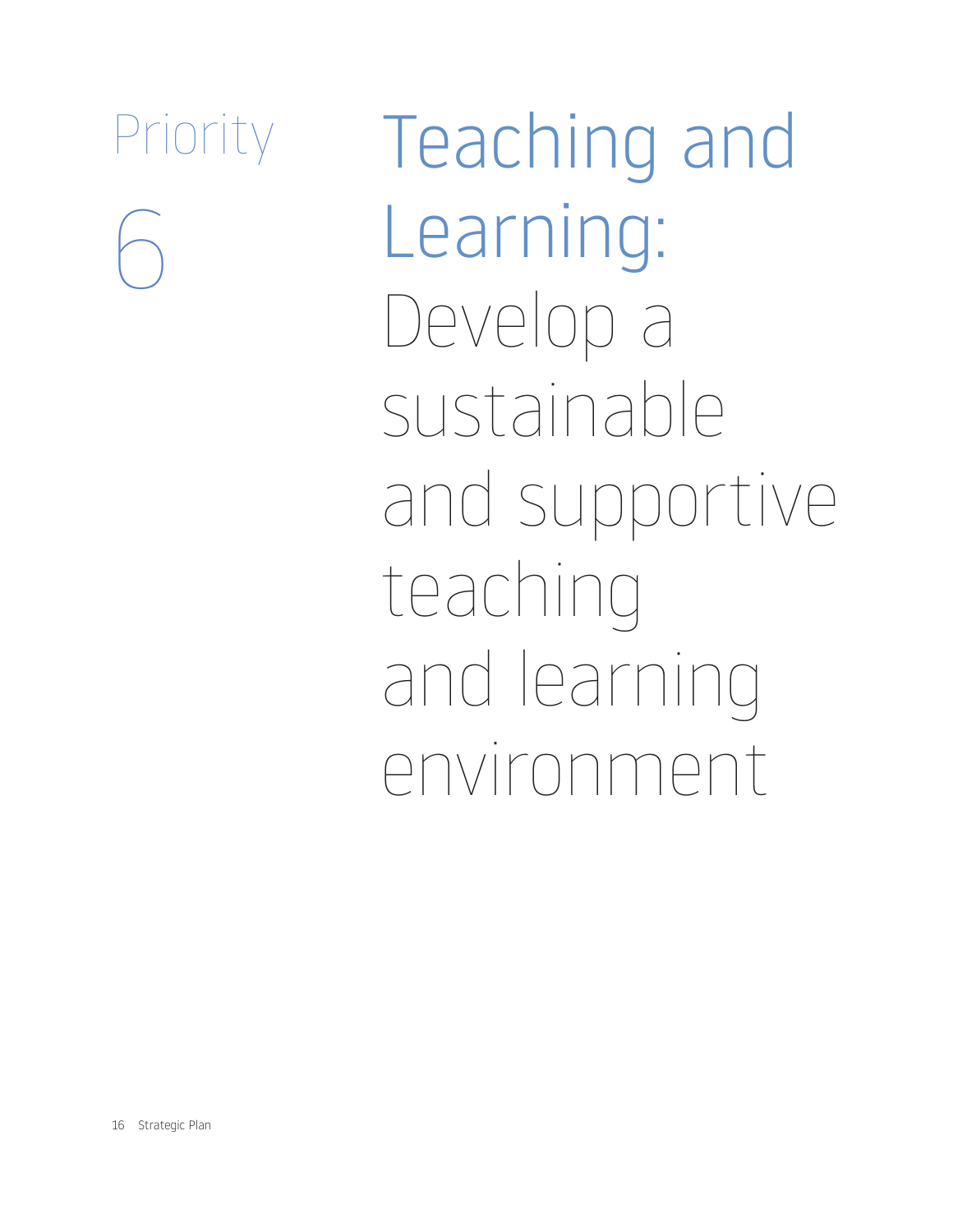# Priority 6

# Teaching and Learning: Develop a sustainable and supportive teaching and learning environment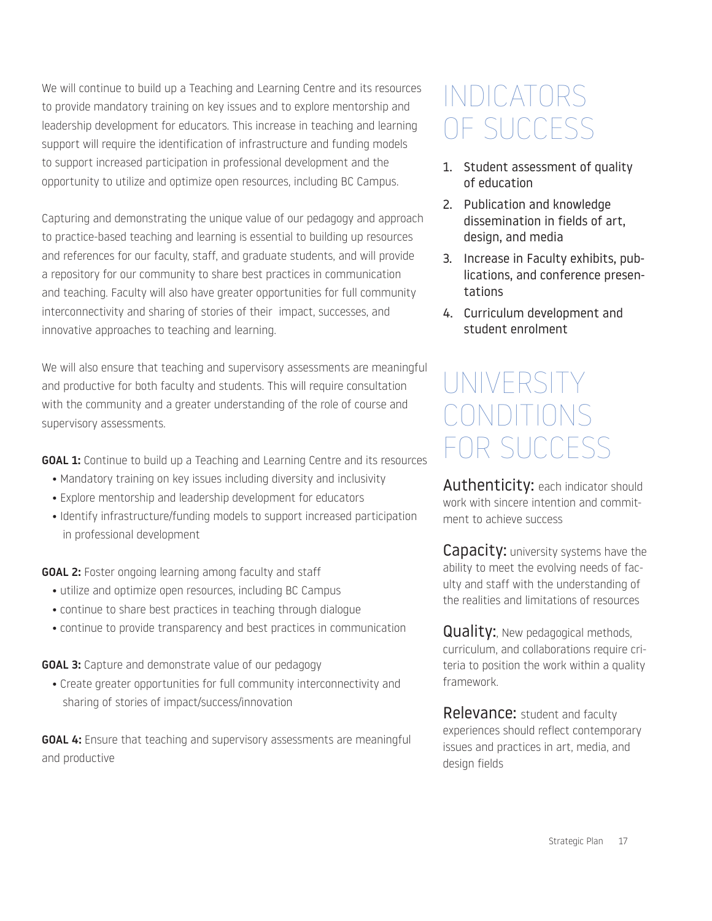We will continue to build up a Teaching and Learning Centre and its resources to provide mandatory training on key issues and to explore mentorship and leadership development for educators. This increase in teaching and learning support will require the identification of infrastructure and funding models to support increased participation in professional development and the opportunity to utilize and optimize open resources, including BC Campus.

Capturing and demonstrating the unique value of our pedagogy and approach to practice-based teaching and learning is essential to building up resources and references for our faculty, staff, and graduate students, and will provide a repository for our community to share best practices in communication and teaching. Faculty will also have greater opportunities for full community interconnectivity and sharing of stories of their impact, successes, and innovative approaches to teaching and learning.

We will also ensure that teaching and supervisory assessments are meaningful and productive for both faculty and students. This will require consultation with the community and a greater understanding of the role of course and supervisory assessments.

**GOAL 1:** Continue to build up a Teaching and Learning Centre and its resources

- Mandatory training on key issues including diversity and inclusivity
- Explore mentorship and leadership development for educators
- Identify infrastructure/funding models to support increased participation in professional development

**GOAL 2:** Foster ongoing learning among faculty and staff

- utilize and optimize open resources, including BC Campus
- continue to share best practices in teaching through dialogue
- continue to provide transparency and best practices in communication

**GOAL 3:** Capture and demonstrate value of our pedagogy

- Create greater opportunities for full community interconnectivity and sharing of stories of impact/success/innovation

**GOAL 4:** Ensure that teaching and supervisory assessments are meaningful and productive

# INDICATORS OF SUCCESS

1. Student assessment of quality of education
2. Publication and knowledge dissemination in fields of art, design, and media
3. Increase in Faculty exhibits, publications, and conference presentations
4. Curriculum development and student enrolment

# UNIVERSITY CONDITIONS FOR SUCCESS

**Authenticity:** each indicator should work with sincere intention and commitment to achieve success

**Capacity:** university systems have the ability to meet the evolving needs of faculty and staff with the understanding of the realities and limitations of resources

**Quality:**, New pedagogical methods, curriculum, and collaborations require criteria to position the work within a quality framework.

**Relevance:** student and faculty experiences should reflect contemporary issues and practices in art, media, and design fields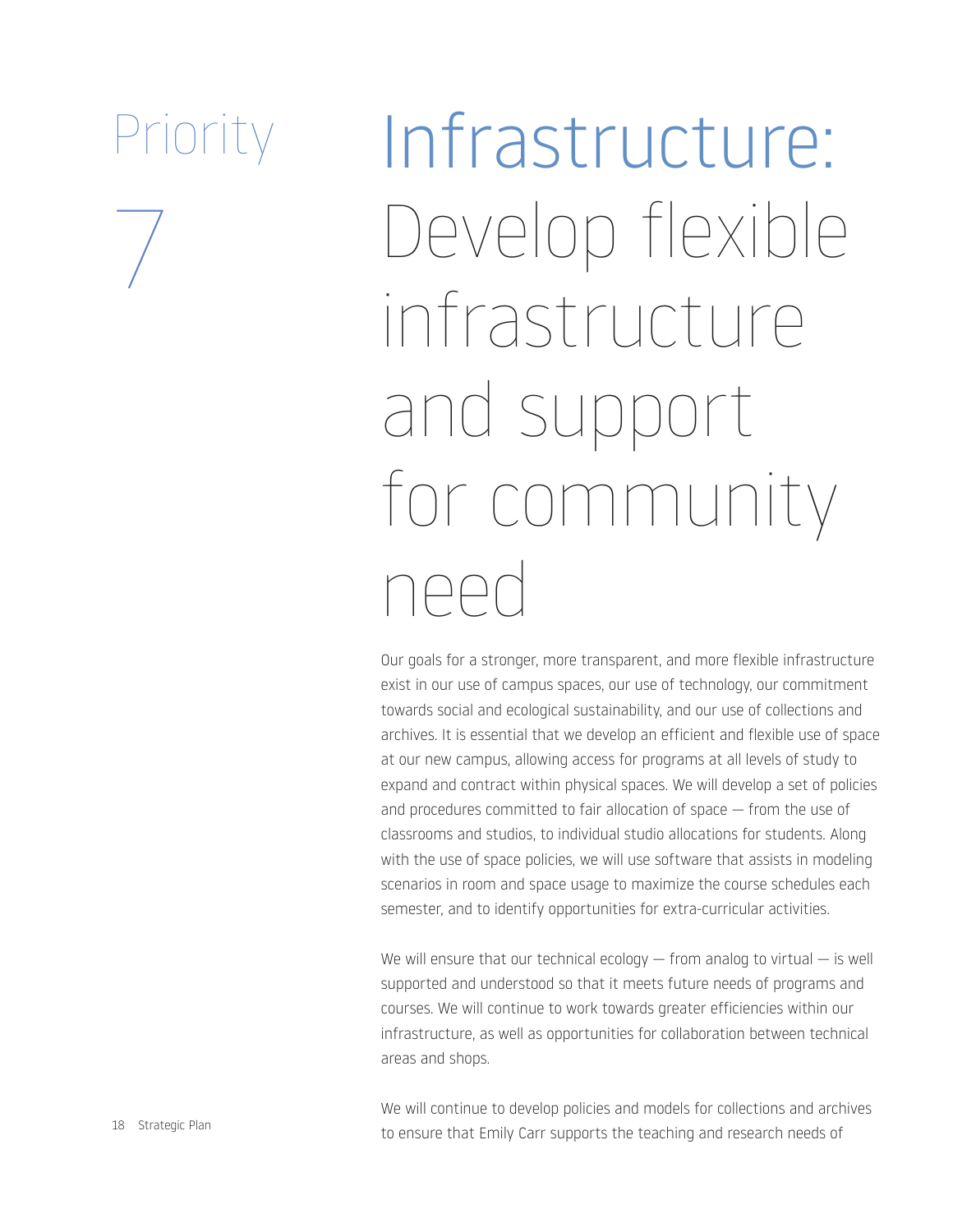# Priority 7

# Infrastructure: Develop flexible infrastructure and support for community need

Our goals for a stronger, more transparent, and more flexible infrastructure exist in our use of campus spaces, our use of technology, our commitment towards social and ecological sustainability, and our use of collections and archives. It is essential that we develop an efficient and flexible use of space at our new campus, allowing access for programs at all levels of study to expand and contract within physical spaces. We will develop a set of policies and procedures committed to fair allocation of space — from the use of classrooms and studios, to individual studio allocations for students. Along with the use of space policies, we will use software that assists in modeling scenarios in room and space usage to maximize the course schedules each semester, and to identify opportunities for extra-curricular activities.

We will ensure that our technical ecology — from analog to virtual — is well supported and understood so that it meets future needs of programs and courses. We will continue to work towards greater efficiencies within our infrastructure, as well as opportunities for collaboration between technical areas and shops.

We will continue to develop policies and models for collections and archives to ensure that Emily Carr supports the teaching and research needs of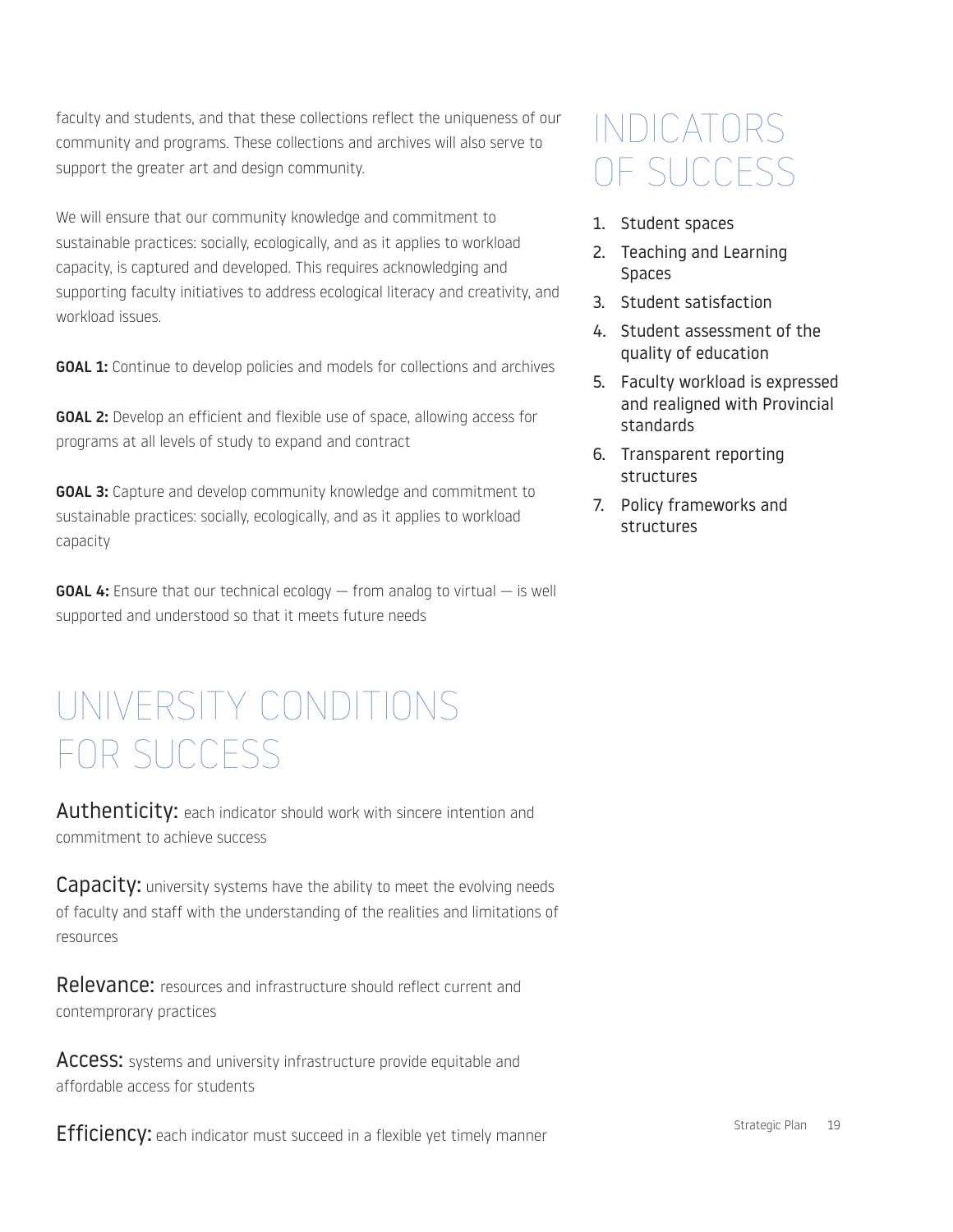faculty and students, and that these collections reflect the uniqueness of our community and programs. These collections and archives will also serve to support the greater art and design community.

We will ensure that our community knowledge and commitment to sustainable practices: socially, ecologically, and as it applies to workload capacity, is captured and developed. This requires acknowledging and supporting faculty initiatives to address ecological literacy and creativity, and workload issues.

**GOAL 1:** Continue to develop policies and models for collections and archives

**GOAL 2:** Develop an efficient and flexible use of space, allowing access for programs at all levels of study to expand and contract

**GOAL 3:** Capture and develop community knowledge and commitment to sustainable practices: socially, ecologically, and as it applies to workload capacity

**GOAL 4:** Ensure that our technical ecology — from analog to virtual — is well supported and understood so that it meets future needs

# INDICATORS OF SUCCESS

1. Student spaces
2. Teaching and Learning Spaces
3. Student satisfaction
4. Student assessment of the quality of education
5. Faculty workload is expressed and realigned with Provincial standards
6. Transparent reporting structures
7. Policy frameworks and structures

# UNIVERSITY CONDITIONS FOR SUCCESS

**Authenticity:** each indicator should work with sincere intention and commitment to achieve success

**Capacity:** university systems have the ability to meet the evolving needs of faculty and staff with the understanding of the realities and limitations of resources

**Relevance:** resources and infrastructure should reflect current and contemprorary practices

**Access:** systems and university infrastructure provide equitable and affordable access for students

**Efficiency:** each indicator must succeed in a flexible yet timely manner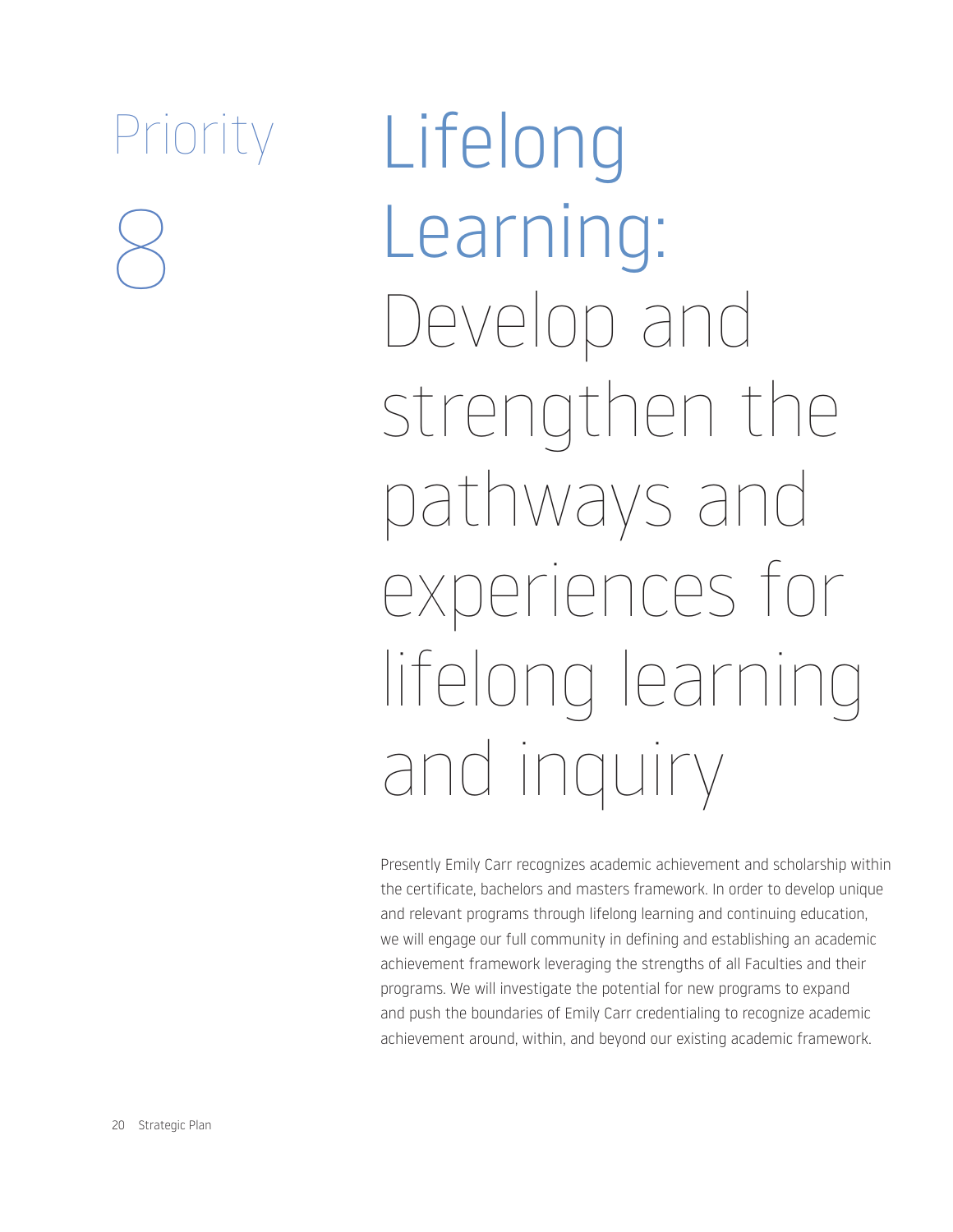# Priority 8

# Lifelong Learning: Develop and strengthen the pathways and experiences for lifelong learning and inquiry

Presently Emily Carr recognizes academic achievement and scholarship within the certificate, bachelors and masters framework. In order to develop unique and relevant programs through lifelong learning and continuing education, we will engage our full community in defining and establishing an academic achievement framework leveraging the strengths of all Faculties and their programs. We will investigate the potential for new programs to expand and push the boundaries of Emily Carr credentialing to recognize academic achievement around, within, and beyond our existing academic framework.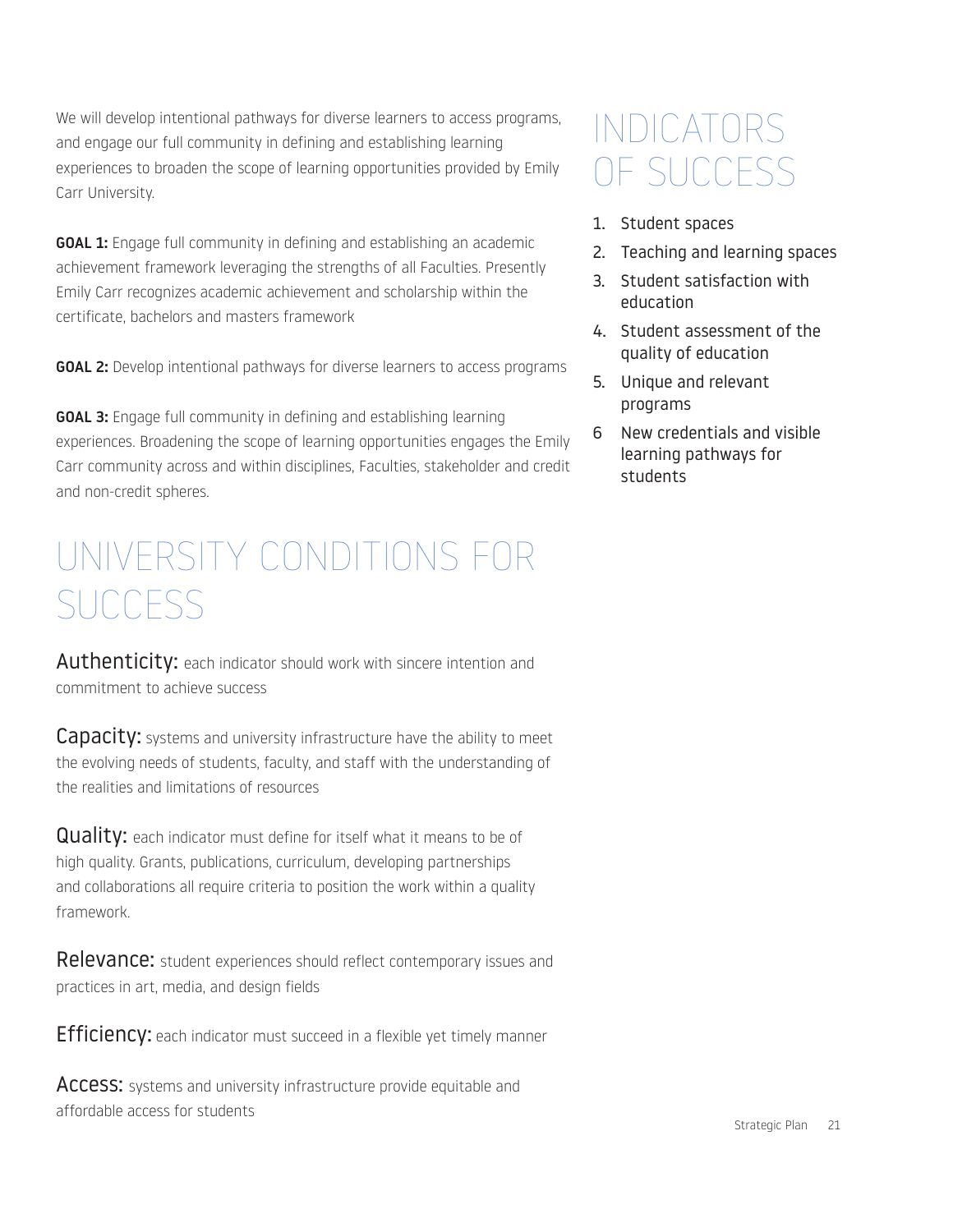We will develop intentional pathways for diverse learners to access programs, and engage our full community in defining and establishing learning experiences to broaden the scope of learning opportunities provided by Emily Carr University.

**GOAL 1:** Engage full community in defining and establishing an academic achievement framework leveraging the strengths of all Faculties. Presently Emily Carr recognizes academic achievement and scholarship within the certificate, bachelors and masters framework

**GOAL 2:** Develop intentional pathways for diverse learners to access programs

**GOAL 3:** Engage full community in defining and establishing learning experiences. Broadening the scope of learning opportunities engages the Emily Carr community across and within disciplines, Faculties, stakeholder and credit and non-credit spheres.

# UNIVERSITY CONDITIONS FOR SUCCESS

**Authenticity:** each indicator should work with sincere intention and commitment to achieve success

**Capacity:** systems and university infrastructure have the ability to meet the evolving needs of students, faculty, and staff with the understanding of the realities and limitations of resources

**Quality:** each indicator must define for itself what it means to be of high quality. Grants, publications, curriculum, developing partnerships and collaborations all require criteria to position the work within a quality framework.

**Relevance:** student experiences should reflect contemporary issues and practices in art, media, and design fields

**Efficiency:** each indicator must succeed in a flexible yet timely manner

**Access:** systems and university infrastructure provide equitable and affordable access for students

# INDICATORS OF SUCCESS

1. Student spaces
2. Teaching and learning spaces
3. Student satisfaction with education
4. Student assessment of the quality of education
5. Unique and relevant programs
6. New credentials and visible learning pathways for students